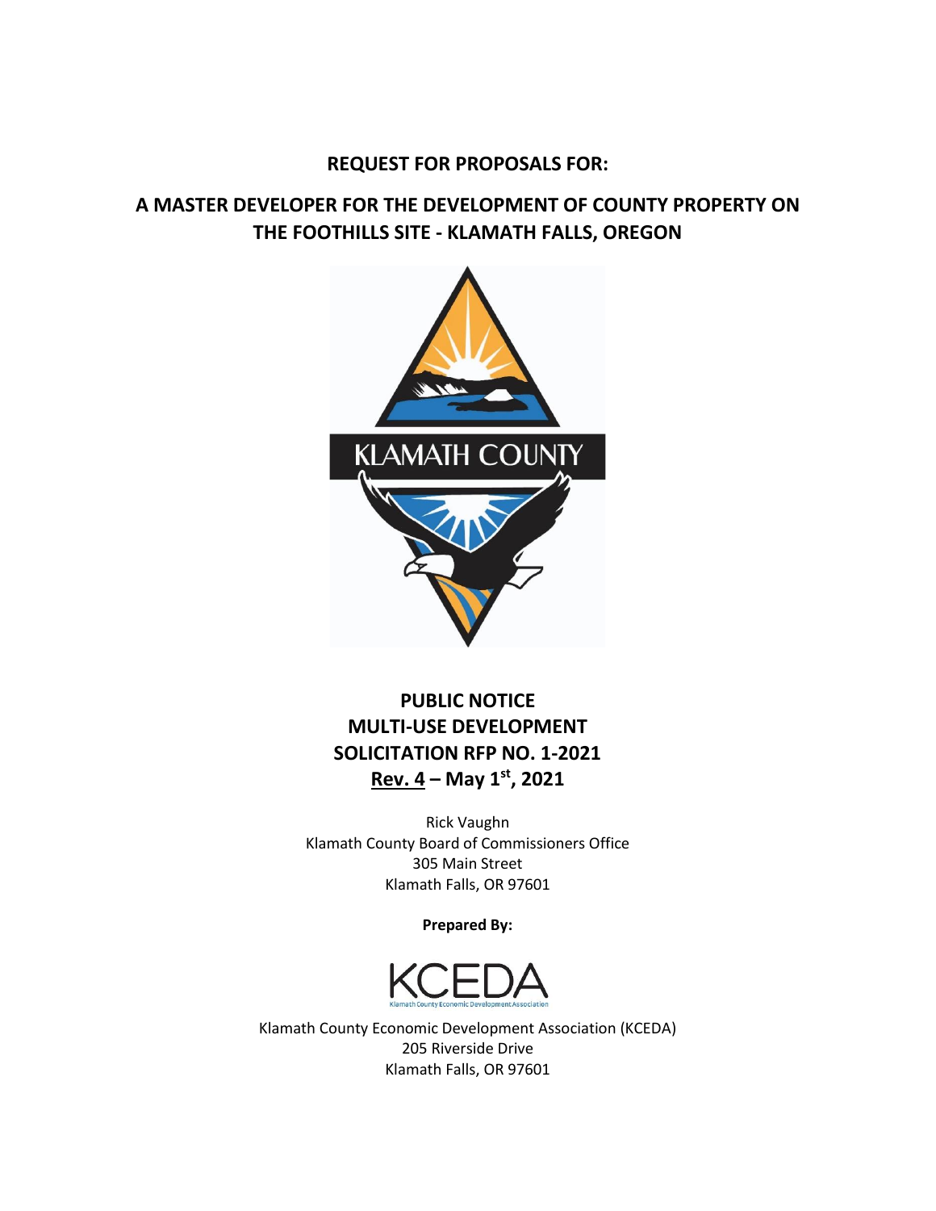**REQUEST FOR PROPOSALS FOR:**

# A MASTER DEVELOPER FOR THE DEVELOPMENT OF COUNTY PROPERTY ON THE FOOTHILLS SITE - KLAMATH FALLS, OREGON

KLAMATH COUNTY

**PUBLIC NOTICE**
**MULTI-USE DEVELOPMENT**
**SOLICITATION RFP NO. 1-2021**
**Rev. 4 – May 1st, 2021**

Rick Vaughn
Klamath County Board of Commissioners Office
305 Main Street
Klamath Falls, OR 97601

**Prepared By:**

KCEDA
Klamath County Economic Development Association

Klamath County Economic Development Association (KCEDA)
205 Riverside Drive
Klamath Falls, OR 97601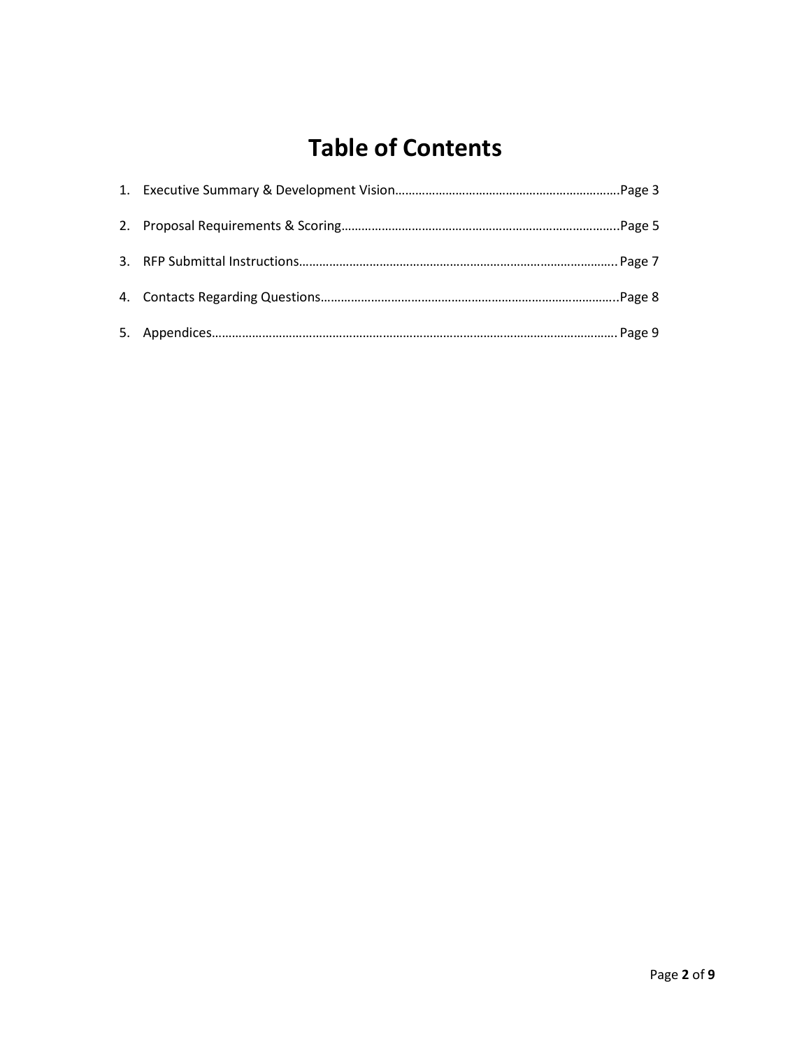# Table of Contents

1. Executive Summary & Development Vision……………………………………………………….Page 3
2. Proposal Requirements & Scoring……………………………………………………………………..Page 5
3. RFP Submittal Instructions………………………………………………………………………………. Page 7
4. Contacts Regarding Questions……………………………………………………………………………..Page 8
5. Appendices……………………………………………………………………………………………………. Page 9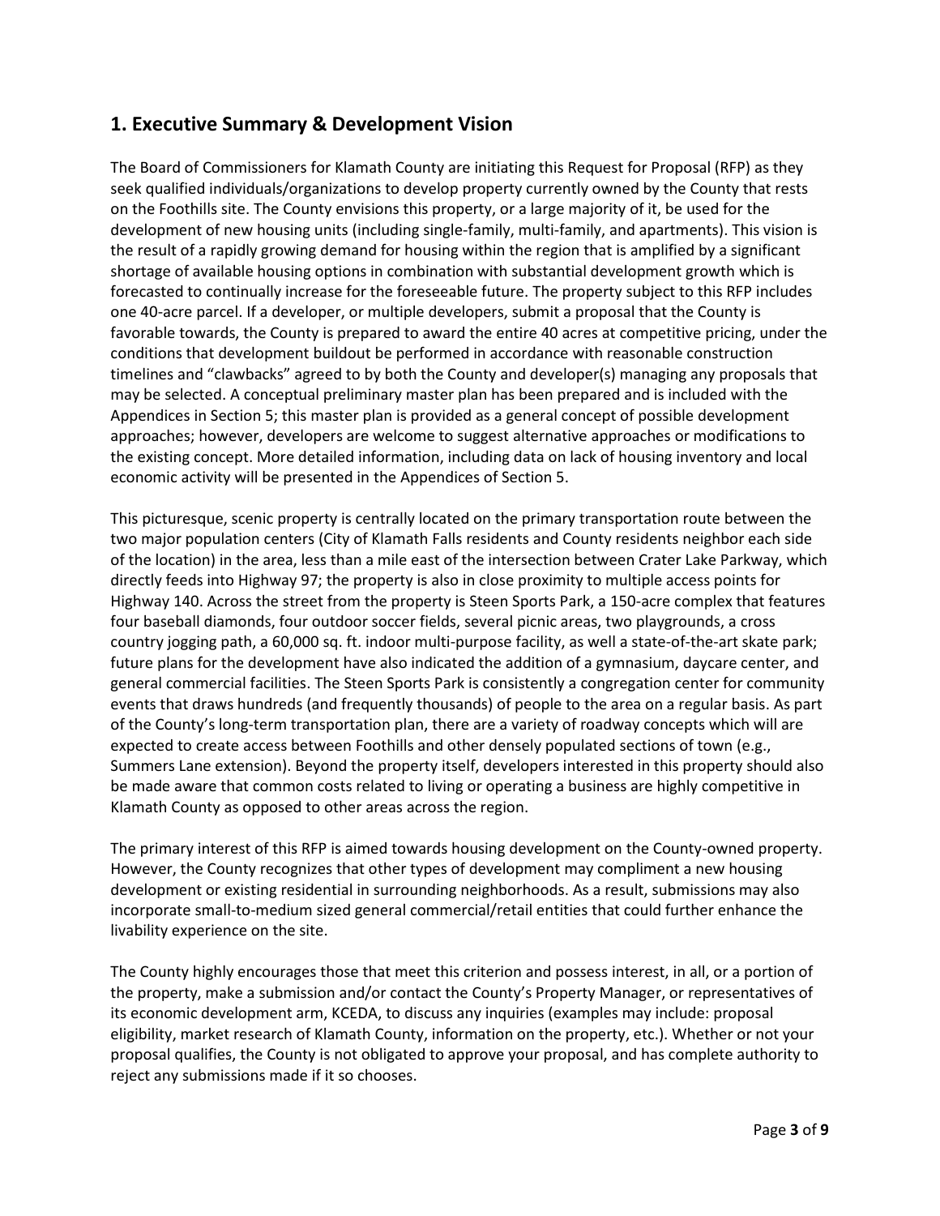## 1. Executive Summary & Development Vision

The Board of Commissioners for Klamath County are initiating this Request for Proposal (RFP) as they seek qualified individuals/organizations to develop property currently owned by the County that rests on the Foothills site. The County envisions this property, or a large majority of it, be used for the development of new housing units (including single-family, multi-family, and apartments). This vision is the result of a rapidly growing demand for housing within the region that is amplified by a significant shortage of available housing options in combination with substantial development growth which is forecasted to continually increase for the foreseeable future. The property subject to this RFP includes one 40-acre parcel. If a developer, or multiple developers, submit a proposal that the County is favorable towards, the County is prepared to award the entire 40 acres at competitive pricing, under the conditions that development buildout be performed in accordance with reasonable construction timelines and "clawbacks" agreed to by both the County and developer(s) managing any proposals that may be selected. A conceptual preliminary master plan has been prepared and is included with the Appendices in Section 5; this master plan is provided as a general concept of possible development approaches; however, developers are welcome to suggest alternative approaches or modifications to the existing concept. More detailed information, including data on lack of housing inventory and local economic activity will be presented in the Appendices of Section 5.

This picturesque, scenic property is centrally located on the primary transportation route between the two major population centers (City of Klamath Falls residents and County residents neighbor each side of the location) in the area, less than a mile east of the intersection between Crater Lake Parkway, which directly feeds into Highway 97; the property is also in close proximity to multiple access points for Highway 140. Across the street from the property is Steen Sports Park, a 150-acre complex that features four baseball diamonds, four outdoor soccer fields, several picnic areas, two playgrounds, a cross country jogging path, a 60,000 sq. ft. indoor multi-purpose facility, as well a state-of-the-art skate park; future plans for the development have also indicated the addition of a gymnasium, daycare center, and general commercial facilities. The Steen Sports Park is consistently a congregation center for community events that draws hundreds (and frequently thousands) of people to the area on a regular basis. As part of the County's long-term transportation plan, there are a variety of roadway concepts which will are expected to create access between Foothills and other densely populated sections of town (e.g., Summers Lane extension). Beyond the property itself, developers interested in this property should also be made aware that common costs related to living or operating a business are highly competitive in Klamath County as opposed to other areas across the region.

The primary interest of this RFP is aimed towards housing development on the County-owned property. However, the County recognizes that other types of development may compliment a new housing development or existing residential in surrounding neighborhoods. As a result, submissions may also incorporate small-to-medium sized general commercial/retail entities that could further enhance the livability experience on the site.

The County highly encourages those that meet this criterion and possess interest, in all, or a portion of the property, make a submission and/or contact the County's Property Manager, or representatives of its economic development arm, KCEDA, to discuss any inquiries (examples may include: proposal eligibility, market research of Klamath County, information on the property, etc.). Whether or not your proposal qualifies, the County is not obligated to approve your proposal, and has complete authority to reject any submissions made if it so chooses.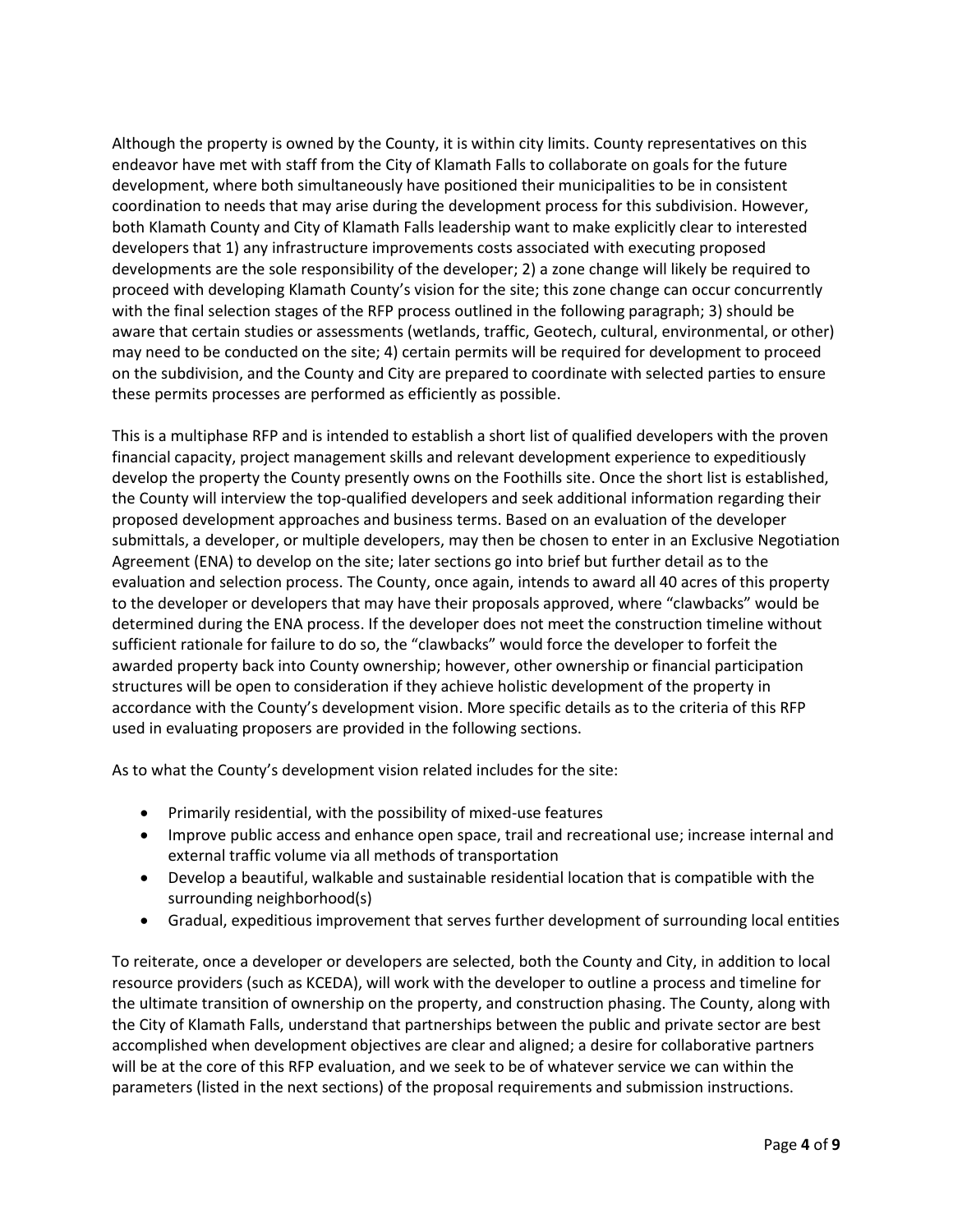Although the property is owned by the County, it is within city limits. County representatives on this endeavor have met with staff from the City of Klamath Falls to collaborate on goals for the future development, where both simultaneously have positioned their municipalities to be in consistent coordination to needs that may arise during the development process for this subdivision. However, both Klamath County and City of Klamath Falls leadership want to make explicitly clear to interested developers that 1) any infrastructure improvements costs associated with executing proposed developments are the sole responsibility of the developer; 2) a zone change will likely be required to proceed with developing Klamath County's vision for the site; this zone change can occur concurrently with the final selection stages of the RFP process outlined in the following paragraph; 3) should be aware that certain studies or assessments (wetlands, traffic, Geotech, cultural, environmental, or other) may need to be conducted on the site; 4) certain permits will be required for development to proceed on the subdivision, and the County and City are prepared to coordinate with selected parties to ensure these permits processes are performed as efficiently as possible.

This is a multiphase RFP and is intended to establish a short list of qualified developers with the proven financial capacity, project management skills and relevant development experience to expeditiously develop the property the County presently owns on the Foothills site. Once the short list is established, the County will interview the top-qualified developers and seek additional information regarding their proposed development approaches and business terms. Based on an evaluation of the developer submittals, a developer, or multiple developers, may then be chosen to enter in an Exclusive Negotiation Agreement (ENA) to develop on the site; later sections go into brief but further detail as to the evaluation and selection process. The County, once again, intends to award all 40 acres of this property to the developer or developers that may have their proposals approved, where "clawbacks" would be determined during the ENA process. If the developer does not meet the construction timeline without sufficient rationale for failure to do so, the "clawbacks" would force the developer to forfeit the awarded property back into County ownership; however, other ownership or financial participation structures will be open to consideration if they achieve holistic development of the property in accordance with the County's development vision. More specific details as to the criteria of this RFP used in evaluating proposers are provided in the following sections.

As to what the County's development vision related includes for the site:

- Primarily residential, with the possibility of mixed-use features
- Improve public access and enhance open space, trail and recreational use; increase internal and external traffic volume via all methods of transportation
- Develop a beautiful, walkable and sustainable residential location that is compatible with the surrounding neighborhood(s)
- Gradual, expeditious improvement that serves further development of surrounding local entities

To reiterate, once a developer or developers are selected, both the County and City, in addition to local resource providers (such as KCEDA), will work with the developer to outline a process and timeline for the ultimate transition of ownership on the property, and construction phasing. The County, along with the City of Klamath Falls, understand that partnerships between the public and private sector are best accomplished when development objectives are clear and aligned; a desire for collaborative partners will be at the core of this RFP evaluation, and we seek to be of whatever service we can within the parameters (listed in the next sections) of the proposal requirements and submission instructions.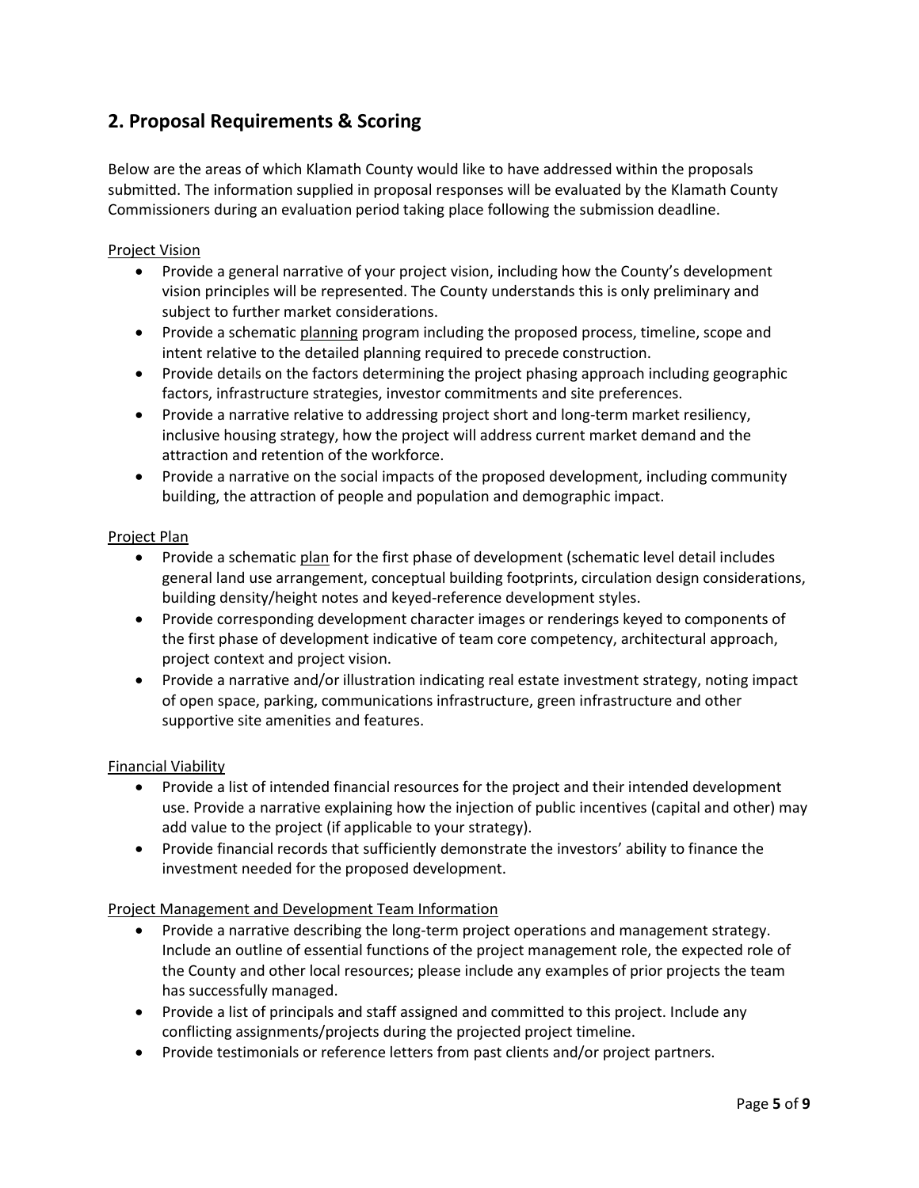## 2. Proposal Requirements & Scoring

Below are the areas of which Klamath County would like to have addressed within the proposals submitted. The information supplied in proposal responses will be evaluated by the Klamath County Commissioners during an evaluation period taking place following the submission deadline.

<u>Project Vision</u>

- Provide a general narrative of your project vision, including how the County's development vision principles will be represented. The County understands this is only preliminary and subject to further market considerations.
- Provide a schematic <u>planning</u> program including the proposed process, timeline, scope and intent relative to the detailed planning required to precede construction.
- Provide details on the factors determining the project phasing approach including geographic factors, infrastructure strategies, investor commitments and site preferences.
- Provide a narrative relative to addressing project short and long-term market resiliency, inclusive housing strategy, how the project will address current market demand and the attraction and retention of the workforce.
- Provide a narrative on the social impacts of the proposed development, including community building, the attraction of people and population and demographic impact.

<u>Project Plan</u>

- Provide a schematic <u>plan</u> for the first phase of development (schematic level detail includes general land use arrangement, conceptual building footprints, circulation design considerations, building density/height notes and keyed-reference development styles.
- Provide corresponding development character images or renderings keyed to components of the first phase of development indicative of team core competency, architectural approach, project context and project vision.
- Provide a narrative and/or illustration indicating real estate investment strategy, noting impact of open space, parking, communications infrastructure, green infrastructure and other supportive site amenities and features.

<u>Financial Viability</u>

- Provide a list of intended financial resources for the project and their intended development use. Provide a narrative explaining how the injection of public incentives (capital and other) may add value to the project (if applicable to your strategy).
- Provide financial records that sufficiently demonstrate the investors' ability to finance the investment needed for the proposed development.

<u>Project Management and Development Team Information</u>

- Provide a narrative describing the long-term project operations and management strategy. Include an outline of essential functions of the project management role, the expected role of the County and other local resources; please include any examples of prior projects the team has successfully managed.
- Provide a list of principals and staff assigned and committed to this project. Include any conflicting assignments/projects during the projected project timeline.
- Provide testimonials or reference letters from past clients and/or project partners.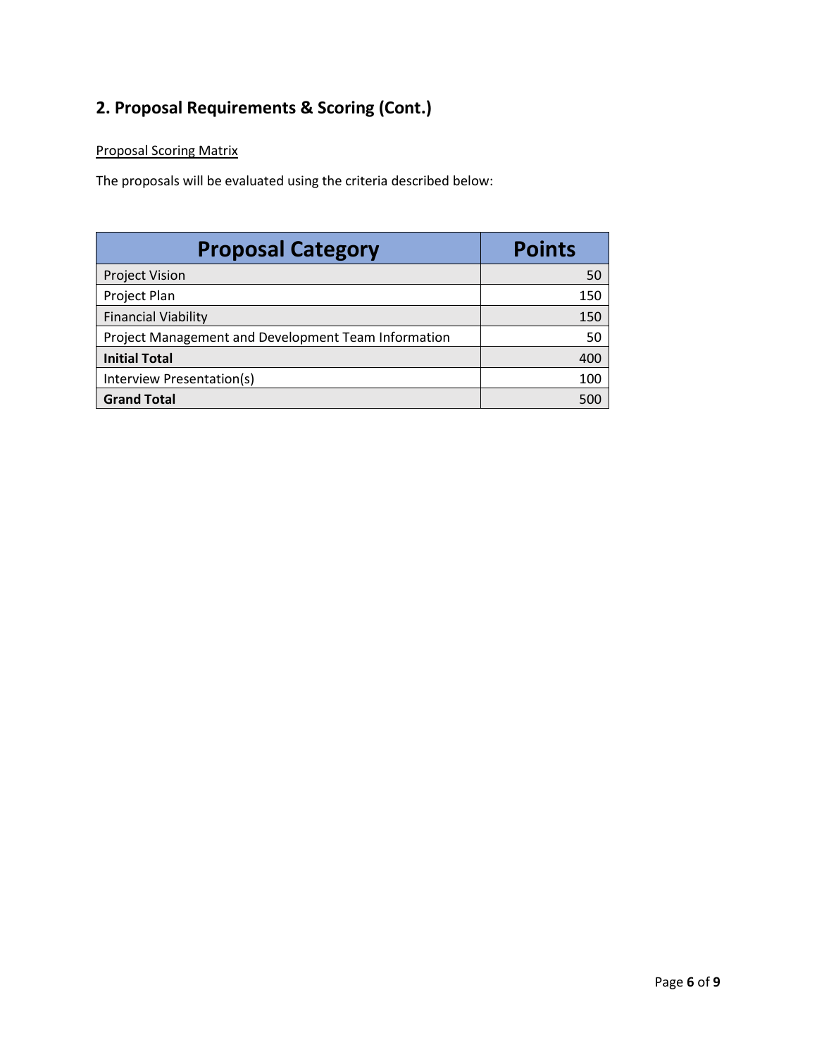## 2. Proposal Requirements & Scoring (Cont.)

Proposal Scoring Matrix

The proposals will be evaluated using the criteria described below:

| Proposal Category | Points |
|---|---:|
| Project Vision | 50 |
| Project Plan | 150 |
| Financial Viability | 150 |
| Project Management and Development Team Information | 50 |
| **Initial Total** | 400 |
| Interview Presentation(s) | 100 |
| **Grand Total** | 500 |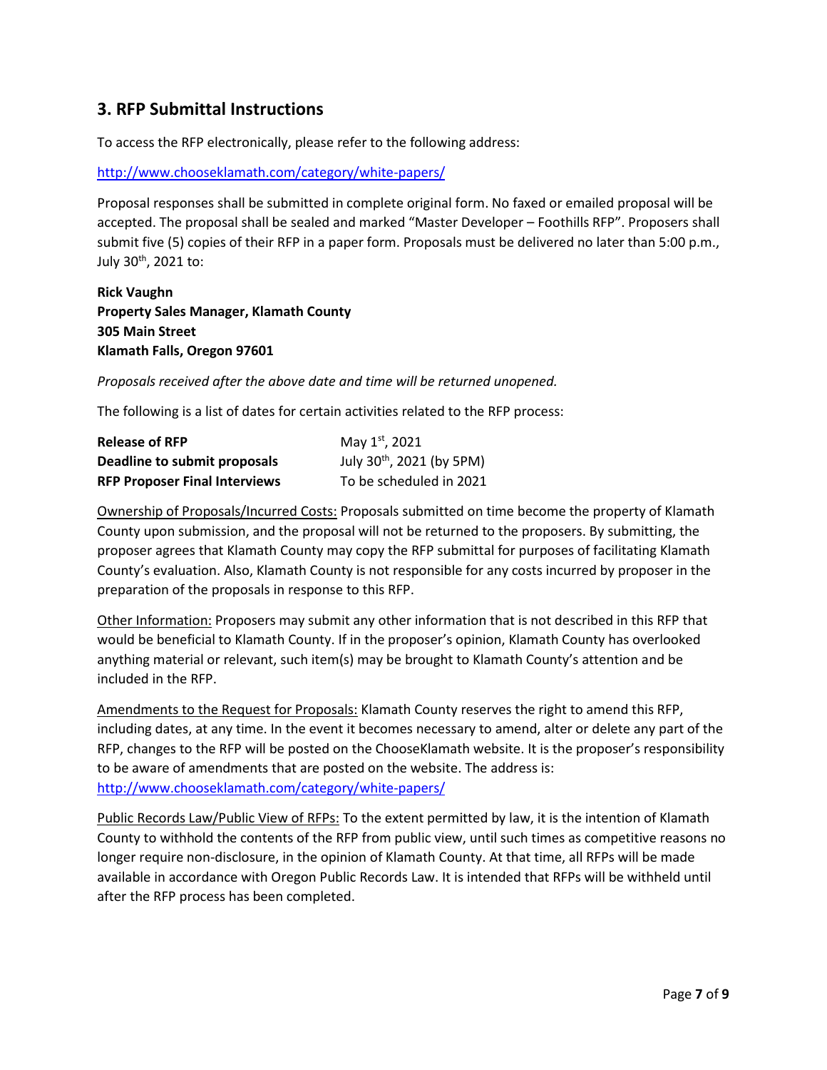## 3. RFP Submittal Instructions

To access the RFP electronically, please refer to the following address:

http://www.chooseklamath.com/category/white-papers/

Proposal responses shall be submitted in complete original form. No faxed or emailed proposal will be accepted. The proposal shall be sealed and marked "Master Developer – Foothills RFP". Proposers shall submit five (5) copies of their RFP in a paper form. Proposals must be delivered no later than 5:00 p.m., July 30th, 2021 to:

**Rick Vaughn**
**Property Sales Manager, Klamath County**
**305 Main Street**
**Klamath Falls, Oregon 97601**

*Proposals received after the above date and time will be returned unopened.*

The following is a list of dates for certain activities related to the RFP process:

| | |
|---|---|
| **Release of RFP** | May 1st, 2021 |
| **Deadline to submit proposals** | July 30th, 2021 (by 5PM) |
| **RFP Proposer Final Interviews** | To be scheduled in 2021 |

Ownership of Proposals/Incurred Costs: Proposals submitted on time become the property of Klamath County upon submission, and the proposal will not be returned to the proposers. By submitting, the proposer agrees that Klamath County may copy the RFP submittal for purposes of facilitating Klamath County's evaluation. Also, Klamath County is not responsible for any costs incurred by proposer in the preparation of the proposals in response to this RFP.

Other Information: Proposers may submit any other information that is not described in this RFP that would be beneficial to Klamath County. If in the proposer's opinion, Klamath County has overlooked anything material or relevant, such item(s) may be brought to Klamath County's attention and be included in the RFP.

Amendments to the Request for Proposals: Klamath County reserves the right to amend this RFP, including dates, at any time. In the event it becomes necessary to amend, alter or delete any part of the RFP, changes to the RFP will be posted on the ChooseKlamath website. It is the proposer's responsibility to be aware of amendments that are posted on the website. The address is: http://www.chooseklamath.com/category/white-papers/

Public Records Law/Public View of RFPs: To the extent permitted by law, it is the intention of Klamath County to withhold the contents of the RFP from public view, until such times as competitive reasons no longer require non-disclosure, in the opinion of Klamath County. At that time, all RFPs will be made available in accordance with Oregon Public Records Law. It is intended that RFPs will be withheld until after the RFP process has been completed.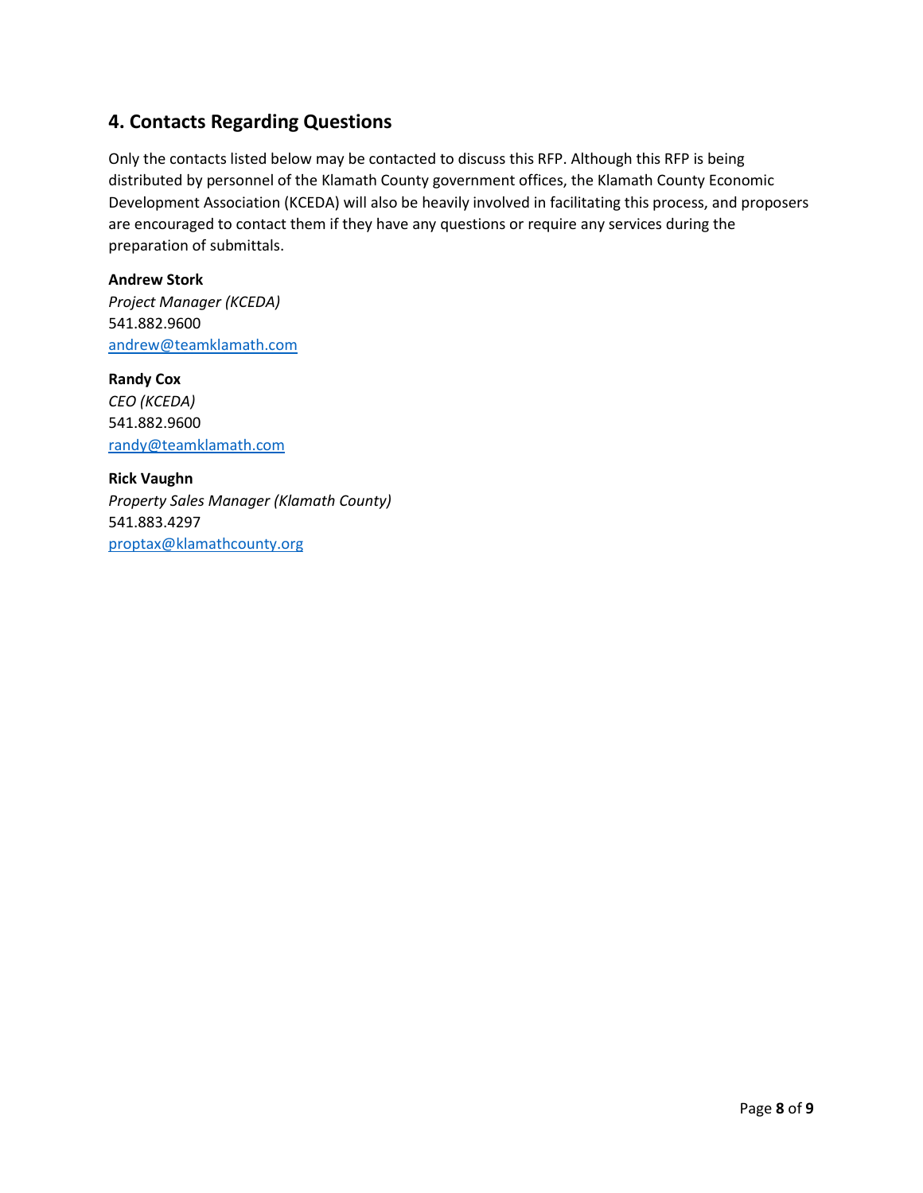## 4. Contacts Regarding Questions

Only the contacts listed below may be contacted to discuss this RFP. Although this RFP is being distributed by personnel of the Klamath County government offices, the Klamath County Economic Development Association (KCEDA) will also be heavily involved in facilitating this process, and proposers are encouraged to contact them if they have any questions or require any services during the preparation of submittals.

**Andrew Stork**
*Project Manager (KCEDA)*
541.882.9600
andrew@teamklamath.com

**Randy Cox**
*CEO (KCEDA)*
541.882.9600
randy@teamklamath.com

**Rick Vaughn**
*Property Sales Manager (Klamath County)*
541.883.4297
proptax@klamathcounty.org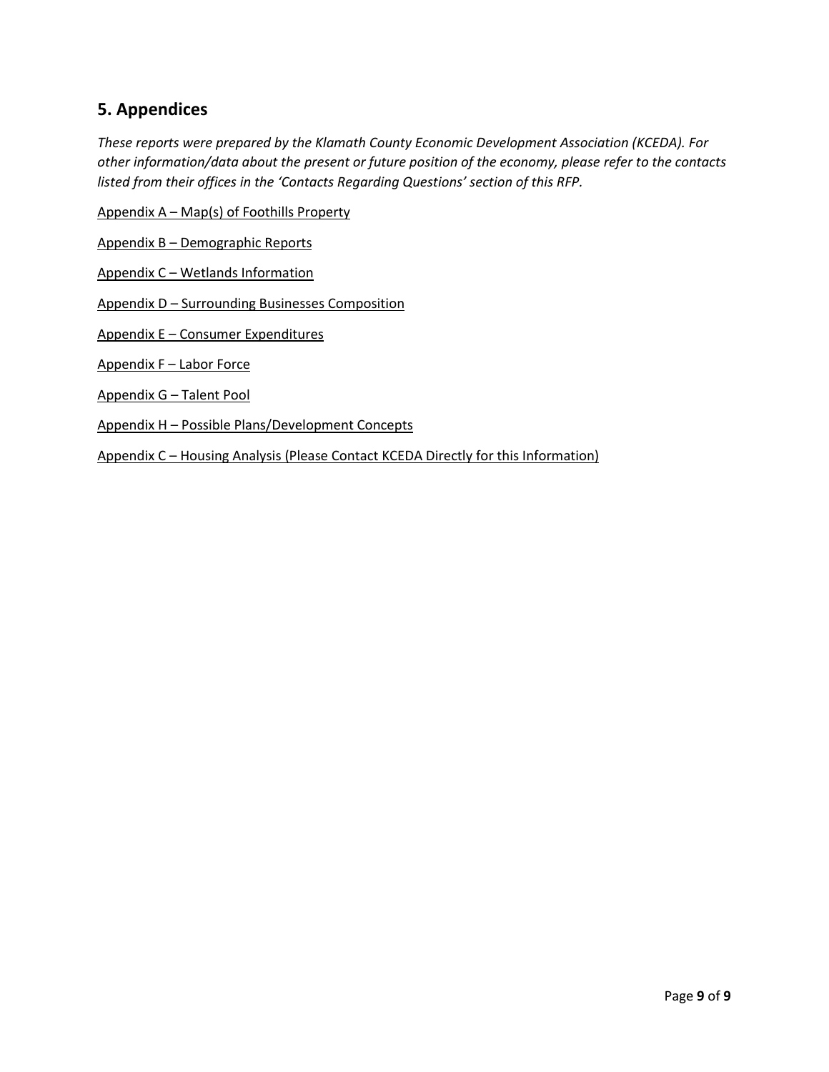## 5. Appendices

*These reports were prepared by the Klamath County Economic Development Association (KCEDA). For other information/data about the present or future position of the economy, please refer to the contacts listed from their offices in the 'Contacts Regarding Questions' section of this RFP.*

Appendix A – Map(s) of Foothills Property

Appendix B – Demographic Reports

Appendix C – Wetlands Information

Appendix D – Surrounding Businesses Composition

Appendix E – Consumer Expenditures

Appendix F – Labor Force

Appendix G – Talent Pool

Appendix H – Possible Plans/Development Concepts

Appendix C – Housing Analysis (Please Contact KCEDA Directly for this Information)